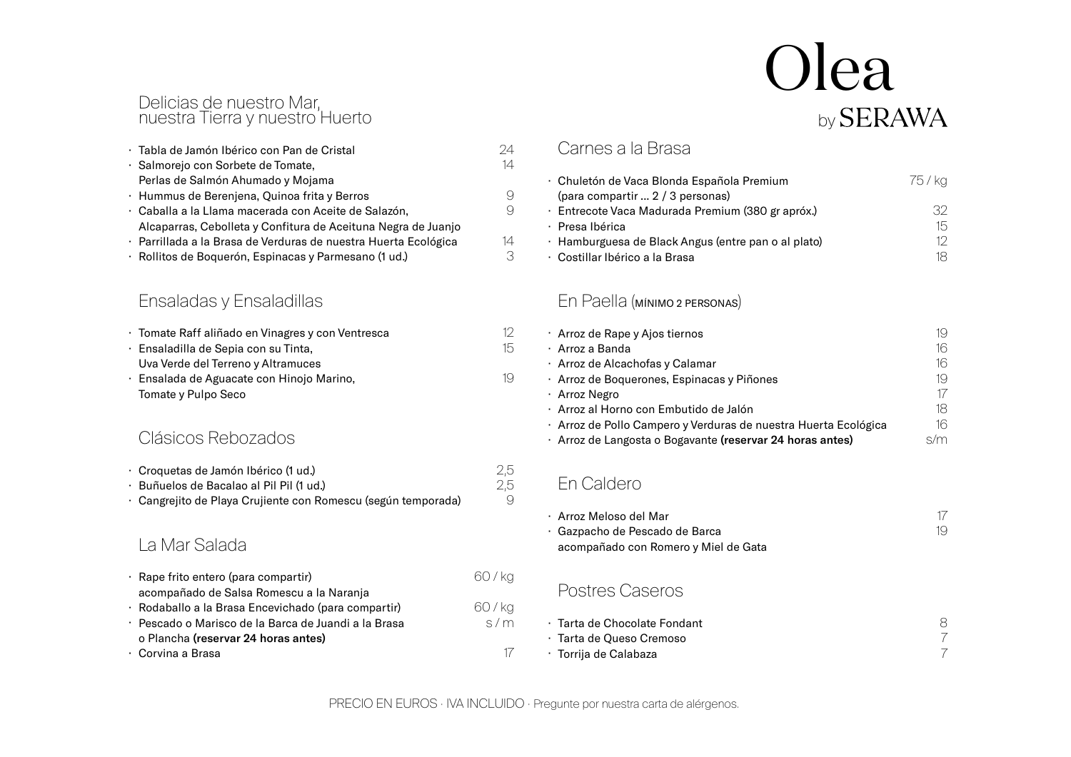# Olea

by SERAWA

## Delicias de nuestro Mar, nuestra Tierra y nuestro Huerto

- Tabla de Jamón Ibérico con Pan de Cristal — 24
- Salmorejo con Sorbete de Tomate, Perlas de Salmón Ahumado y Mojama — 14
- Hummus de Berenjena, Quinoa frita y Berros — 9
- Caballa a la Llama macerada con Aceite de Salazón, Alcaparras, Cebolleta y Confitura de Aceituna Negra de Juanjo — 9
- Parrillada a la Brasa de Verduras de nuestra Huerta Ecológica — 14
- Rollitos de Boquerón, Espinacas y Parmesano (1 ud.) — 3

## Ensaladas y Ensaladillas

- Tomate Raff aliñado en Vinagres y con Ventresca — 12
- Ensaladilla de Sepia con su Tinta, Uva Verde del Terreno y Altramuces — 15
- Ensalada de Aguacate con Hinojo Marino, Tomate y Pulpo Seco — 19

## Clásicos Rebozados

- Croquetas de Jamón Ibérico (1 ud.) — 2,5
- Buñuelos de Bacalao al Pil Pil (1 ud.) — 2,5
- Cangrejito de Playa Crujiente con Romescu (según temporada) — 9

## La Mar Salada

- Rape frito entero (para compartir) acompañado de Salsa Romescu a la Naranja — 60 / kg
- Rodaballo a la Brasa Encevichado (para compartir) — 60 / kg
- Pescado o Marisco de la Barca de Juandi a la Brasa o Plancha **(reservar 24 horas antes)** — s / m
- Corvina a Brasa — 17

## Carnes a la Brasa

- Chuletón de Vaca Blonda Española Premium (para compartir ... 2 / 3 personas) — 75 / kg
- Entrecote Vaca Madurada Premium (380 gr apróx.) — 32
- Presa Ibérica — 15
- Hamburguesa de Black Angus (entre pan o al plato) — 12
- Costillar Ibérico a la Brasa — 18

## En Paella (MÍNIMO 2 PERSONAS)

- Arroz de Rape y Ajos tiernos — 19
- Arroz a Banda — 16
- Arroz de Alcachofas y Calamar — 16
- Arroz de Boquerones, Espinacas y Piñones — 19
- Arroz Negro — 17
- Arroz al Horno con Embutido de Jalón — 18
- Arroz de Pollo Campero y Verduras de nuestra Huerta Ecológica — 16
- Arroz de Langosta o Bogavante **(reservar 24 horas antes)** — s/m

## En Caldero

- Arroz Meloso del Mar — 17
- Gazpacho de Pescado de Barca acompañado con Romero y Miel de Gata — 19

## Postres Caseros

- Tarta de Chocolate Fondant — 8
- Tarta de Queso Cremoso — 7
- Torrija de Calabaza — 7

PRECIO EN EUROS · IVA INCLUIDO · Pregunte por nuestra carta de alérgenos.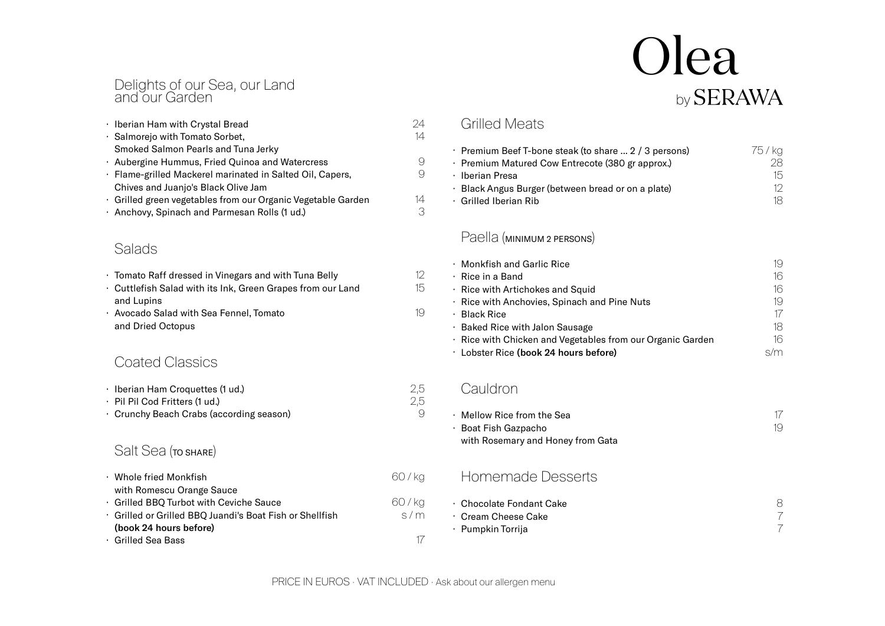# Olea

by SERAWA

## Delights of our Sea, our Land and our Garden

| | |
|---|---|
| · Iberian Ham with Crystal Bread | 24 |
| · Salmorejo with Tomato Sorbet, Smoked Salmon Pearls and Tuna Jerky | 14 |
| · Aubergine Hummus, Fried Quinoa and Watercress | 9 |
| · Flame-grilled Mackerel marinated in Salted Oil, Capers, Chives and Juanjo's Black Olive Jam | 9 |
| · Grilled green vegetables from our Organic Vegetable Garden | 14 |
| · Anchovy, Spinach and Parmesan Rolls (1 ud.) | 3 |

## Salads

| | |
|---|---|
| · Tomato Raff dressed in Vinegars and with Tuna Belly | 12 |
| · Cuttlefish Salad with its Ink, Green Grapes from our Land and Lupins | 15 |
| · Avocado Salad with Sea Fennel, Tomato and Dried Octopus | 19 |

## Coated Classics

| | |
|---|---|
| · Iberian Ham Croquettes (1 ud.) | 2,5 |
| · Pil Pil Cod Fritters (1 ud.) | 2,5 |
| · Crunchy Beach Crabs (according season) | 9 |

## Salt Sea (TO SHARE)

| | |
|---|---|
| · Whole fried Monkfish with Romescu Orange Sauce | 60 / kg |
| · Grilled BBQ Turbot with Ceviche Sauce | 60 / kg |
| · Grilled or Grilled BBQ Juandi's Boat Fish or Shellfish **(book 24 hours before)** | s / m |
| · Grilled Sea Bass | 17 |

## Grilled Meats

| | |
|---|---|
| · Premium Beef T-bone steak (to share ... 2 / 3 persons) | 75 / kg |
| · Premium Matured Cow Entrecote (380 gr approx.) | 28 |
| · Iberian Presa | 15 |
| · Black Angus Burger (between bread or on a plate) | 12 |
| · Grilled Iberian Rib | 18 |

## Paella (MINIMUM 2 PERSONS)

| | |
|---|---|
| · Monkfish and Garlic Rice | 19 |
| · Rice in a Band | 16 |
| · Rice with Artichokes and Squid | 16 |
| · Rice with Anchovies, Spinach and Pine Nuts | 19 |
| · Black Rice | 17 |
| · Baked Rice with Jalon Sausage | 18 |
| · Rice with Chicken and Vegetables from our Organic Garden | 16 |
| · Lobster Rice **(book 24 hours before)** | s/m |

## Cauldron

| | |
|---|---|
| · Mellow Rice from the Sea | 17 |
| · Boat Fish Gazpacho with Rosemary and Honey from Gata | 19 |

## Homemade Desserts

| | |
|---|---|
| · Chocolate Fondant Cake | 8 |
| · Cream Cheese Cake | 7 |
| · Pumpkin Torrija | 7 |

PRICE IN EUROS · VAT INCLUDED · Ask about our allergen menu